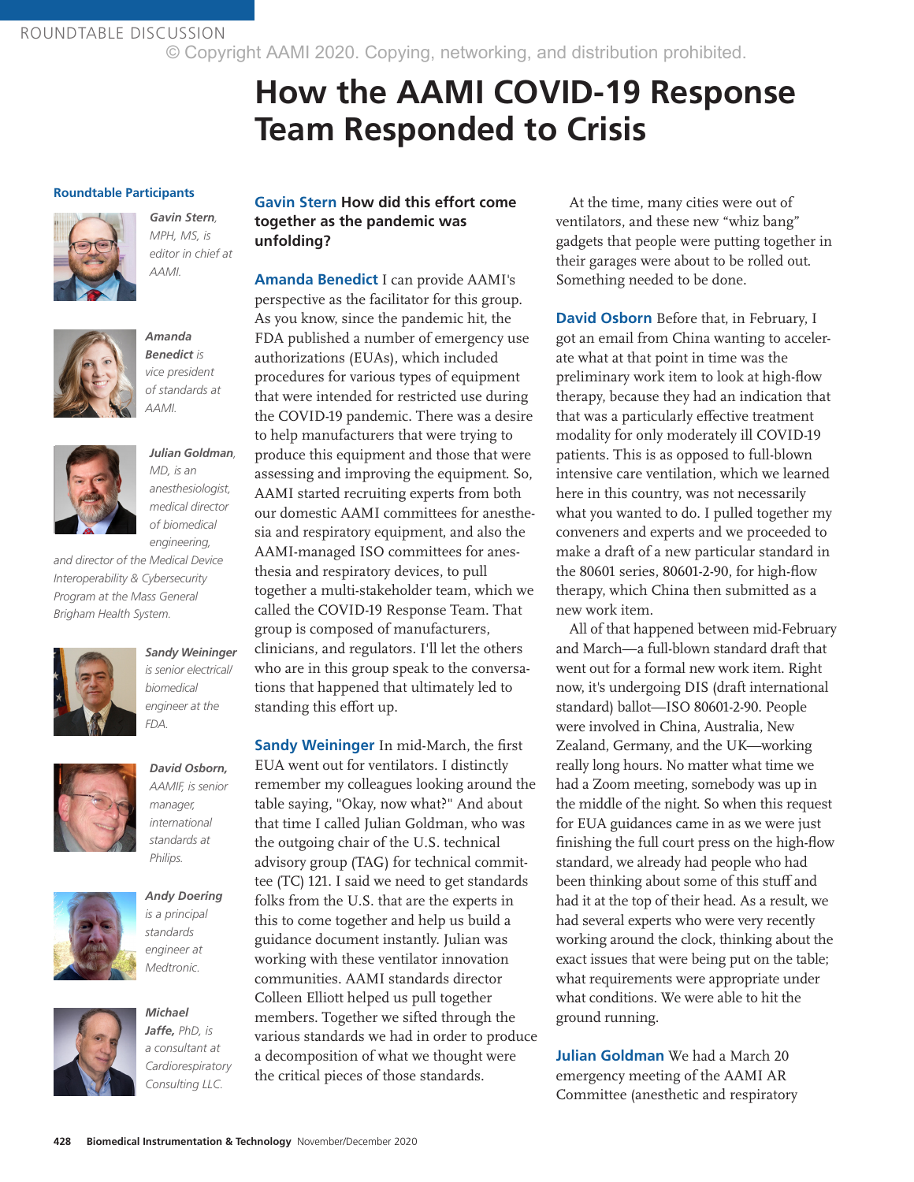ROUNDTABLE DISCUSSION

# How the AAMI COVID-19 Response Team Responded to Crisis

**Roundtable Participants**

***Gavin Stern****, MPH, MS, is editor in chief at AAMI.*

***Amanda Benedict*** *is vice president of standards at AAMI.*

***Julian Goldman****, MD, is an anesthesiologist, medical director of biomedical engineering, and director of the Medical Device Interoperability & Cybersecurity Program at the Mass General Brigham Health System.*

***Sandy Weininger*** *is senior electrical/biomedical engineer at the FDA.*

***David Osborn****, AAMIF, is senior manager, international standards at Philips.*

***Andy Doering*** *is a principal standards engineer at Medtronic.*

***Michael Jaffe****, PhD, is a consultant at Cardiorespiratory Consulting LLC.*

**Gavin Stern How did this effort come together as the pandemic was unfolding?**

**Amanda Benedict** I can provide AAMI's perspective as the facilitator for this group. As you know, since the pandemic hit, the FDA published a number of emergency use authorizations (EUAs), which included procedures for various types of equipment that were intended for restricted use during the COVID-19 pandemic. There was a desire to help manufacturers that were trying to produce this equipment and those that were assessing and improving the equipment. So, AAMI started recruiting experts from both our domestic AAMI committees for anesthesia and respiratory equipment, and also the AAMI-managed ISO committees for anesthesia and respiratory devices, to pull together a multi-stakeholder team, which we called the COVID-19 Response Team. That group is composed of manufacturers, clinicians, and regulators. I'll let the others who are in this group speak to the conversations that happened that ultimately led to standing this effort up.

**Sandy Weininger** In mid-March, the first EUA went out for ventilators. I distinctly remember my colleagues looking around the table saying, "Okay, now what?" And about that time I called Julian Goldman, who was the outgoing chair of the U.S. technical advisory group (TAG) for technical committee (TC) 121. I said we need to get standards folks from the U.S. that are the experts in this to come together and help us build a guidance document instantly. Julian was working with these ventilator innovation communities. AAMI standards director Colleen Elliott helped us pull together members. Together we sifted through the various standards we had in order to produce a decomposition of what we thought were the critical pieces of those standards.

At the time, many cities were out of ventilators, and these new "whiz bang" gadgets that people were putting together in their garages were about to be rolled out. Something needed to be done.

**David Osborn** Before that, in February, I got an email from China wanting to accelerate what at that point in time was the preliminary work item to look at high-flow therapy, because they had an indication that that was a particularly effective treatment modality for only moderately ill COVID-19 patients. This is as opposed to full-blown intensive care ventilation, which we learned here in this country, was not necessarily what you wanted to do. I pulled together my conveners and experts and we proceeded to make a draft of a new particular standard in the 80601 series, 80601-2-90, for high-flow therapy, which China then submitted as a new work item.

All of that happened between mid-February and March—a full-blown standard draft that went out for a formal new work item. Right now, it's undergoing DIS (draft international standard) ballot—ISO 80601-2-90. People were involved in China, Australia, New Zealand, Germany, and the UK—working really long hours. No matter what time we had a Zoom meeting, somebody was up in the middle of the night. So when this request for EUA guidances came in as we were just finishing the full court press on the high-flow standard, we already had people who had been thinking about some of this stuff and had it at the top of their head. As a result, we had several experts who were very recently working around the clock, thinking about the exact issues that were being put on the table; what requirements were appropriate under what conditions. We were able to hit the ground running.

**Julian Goldman** We had a March 20 emergency meeting of the AAMI AR Committee (anesthetic and respiratory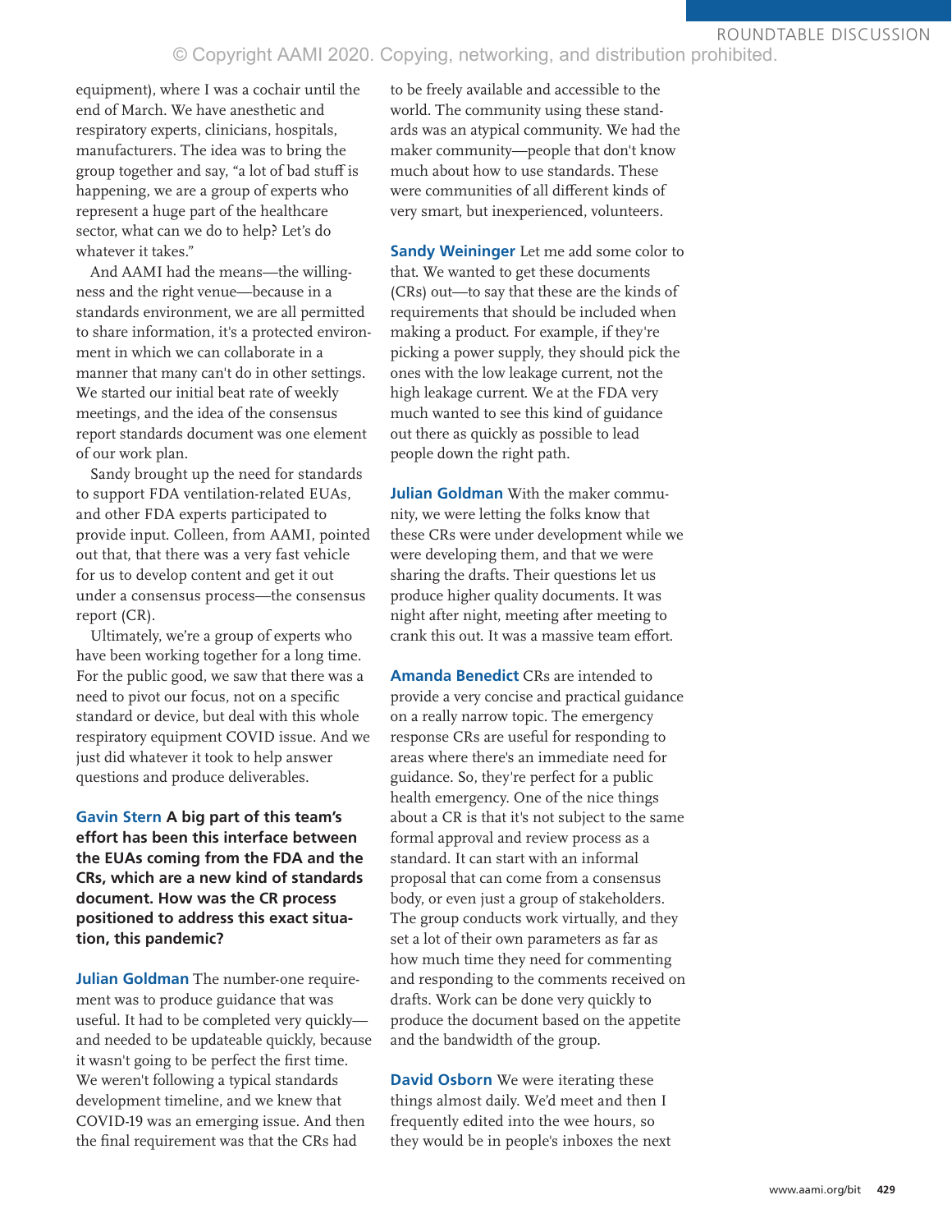equipment), where I was a cochair until the end of March. We have anesthetic and respiratory experts, clinicians, hospitals, manufacturers. The idea was to bring the group together and say, "a lot of bad stuff is happening, we are a group of experts who represent a huge part of the healthcare sector, what can we do to help? Let's do whatever it takes."

And AAMI had the means—the willingness and the right venue—because in a standards environment, we are all permitted to share information, it's a protected environment in which we can collaborate in a manner that many can't do in other settings. We started our initial beat rate of weekly meetings, and the idea of the consensus report standards document was one element of our work plan.

Sandy brought up the need for standards to support FDA ventilation-related EUAs, and other FDA experts participated to provide input. Colleen, from AAMI, pointed out that, that there was a very fast vehicle for us to develop content and get it out under a consensus process—the consensus report (CR).

Ultimately, we're a group of experts who have been working together for a long time. For the public good, we saw that there was a need to pivot our focus, not on a specific standard or device, but deal with this whole respiratory equipment COVID issue. And we just did whatever it took to help answer questions and produce deliverables.

**Gavin Stern** **A big part of this team's effort has been this interface between the EUAs coming from the FDA and the CRs, which are a new kind of standards document. How was the CR process positioned to address this exact situation, this pandemic?**

**Julian Goldman** The number-one requirement was to produce guidance that was useful. It had to be completed very quickly—and needed to be updateable quickly, because it wasn't going to be perfect the first time. We weren't following a typical standards development timeline, and we knew that COVID-19 was an emerging issue. And then the final requirement was that the CRs had to be freely available and accessible to the world. The community using these standards was an atypical community. We had the maker community—people that don't know much about how to use standards. These were communities of all different kinds of very smart, but inexperienced, volunteers.

**Sandy Weininger** Let me add some color to that. We wanted to get these documents (CRs) out—to say that these are the kinds of requirements that should be included when making a product. For example, if they're picking a power supply, they should pick the ones with the low leakage current, not the high leakage current. We at the FDA very much wanted to see this kind of guidance out there as quickly as possible to lead people down the right path.

**Julian Goldman** With the maker community, we were letting the folks know that these CRs were under development while we were developing them, and that we were sharing the drafts. Their questions let us produce higher quality documents. It was night after night, meeting after meeting to crank this out. It was a massive team effort.

**Amanda Benedict** CRs are intended to provide a very concise and practical guidance on a really narrow topic. The emergency response CRs are useful for responding to areas where there's an immediate need for guidance. So, they're perfect for a public health emergency. One of the nice things about a CR is that it's not subject to the same formal approval and review process as a standard. It can start with an informal proposal that can come from a consensus body, or even just a group of stakeholders. The group conducts work virtually, and they set a lot of their own parameters as far as how much time they need for commenting and responding to the comments received on drafts. Work can be done very quickly to produce the document based on the appetite and the bandwidth of the group.

**David Osborn** We were iterating these things almost daily. We'd meet and then I frequently edited into the wee hours, so they would be in people's inboxes the next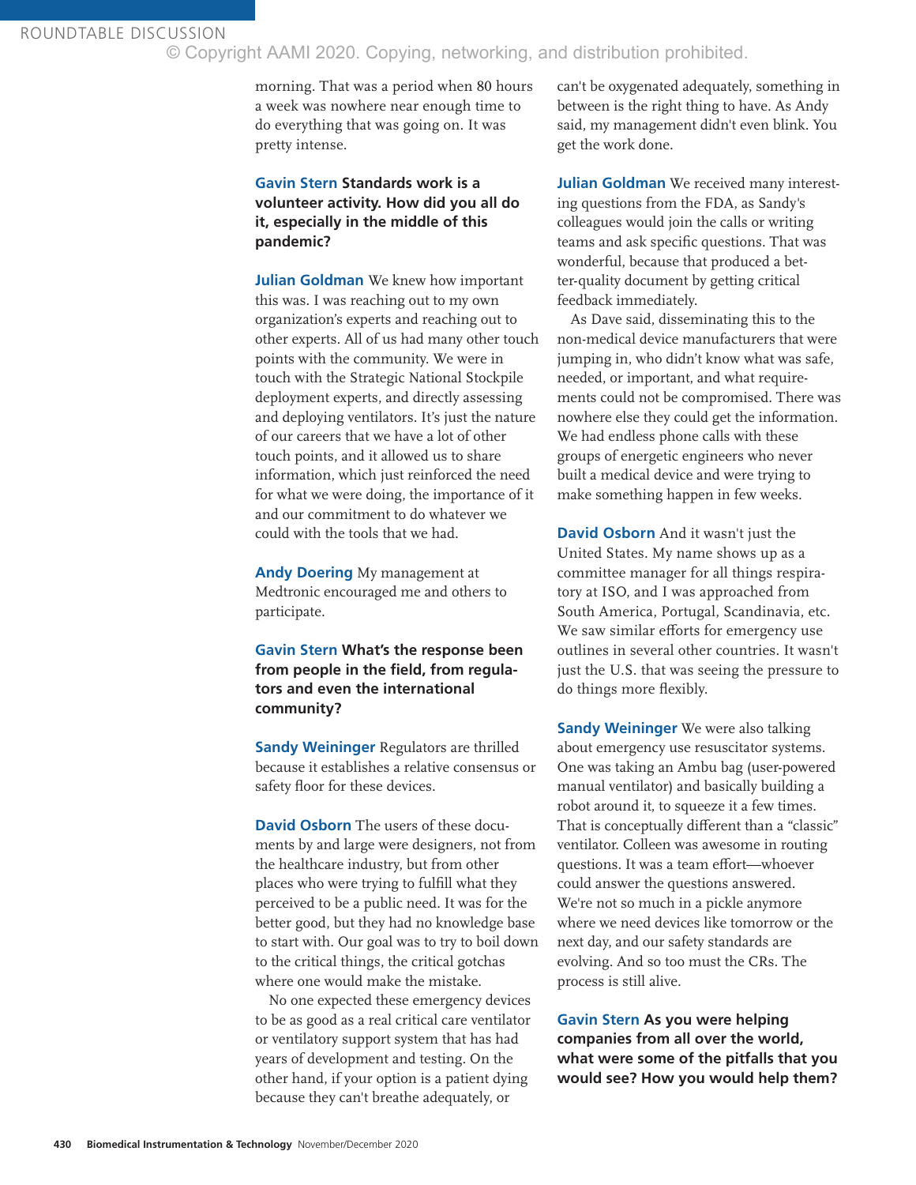morning. That was a period when 80 hours a week was nowhere near enough time to do everything that was going on. It was pretty intense.

**Gavin Stern Standards work is a volunteer activity. How did you all do it, especially in the middle of this pandemic?**

**Julian Goldman** We knew how important this was. I was reaching out to my own organization's experts and reaching out to other experts. All of us had many other touch points with the community. We were in touch with the Strategic National Stockpile deployment experts, and directly assessing and deploying ventilators. It's just the nature of our careers that we have a lot of other touch points, and it allowed us to share information, which just reinforced the need for what we were doing, the importance of it and our commitment to do whatever we could with the tools that we had.

**Andy Doering** My management at Medtronic encouraged me and others to participate.

**Gavin Stern What's the response been from people in the field, from regulators and even the international community?**

**Sandy Weininger** Regulators are thrilled because it establishes a relative consensus or safety floor for these devices.

**David Osborn** The users of these documents by and large were designers, not from the healthcare industry, but from other places who were trying to fulfill what they perceived to be a public need. It was for the better good, but they had no knowledge base to start with. Our goal was to try to boil down to the critical things, the critical gotchas where one would make the mistake.

No one expected these emergency devices to be as good as a real critical care ventilator or ventilatory support system that has had years of development and testing. On the other hand, if your option is a patient dying because they can't breathe adequately, or can't be oxygenated adequately, something in between is the right thing to have. As Andy said, my management didn't even blink. You get the work done.

**Julian Goldman** We received many interesting questions from the FDA, as Sandy's colleagues would join the calls or writing teams and ask specific questions. That was wonderful, because that produced a better-quality document by getting critical feedback immediately.

As Dave said, disseminating this to the non-medical device manufacturers that were jumping in, who didn't know what was safe, needed, or important, and what requirements could not be compromised. There was nowhere else they could get the information. We had endless phone calls with these groups of energetic engineers who never built a medical device and were trying to make something happen in few weeks.

**David Osborn** And it wasn't just the United States. My name shows up as a committee manager for all things respiratory at ISO, and I was approached from South America, Portugal, Scandinavia, etc. We saw similar efforts for emergency use outlines in several other countries. It wasn't just the U.S. that was seeing the pressure to do things more flexibly.

**Sandy Weininger** We were also talking about emergency use resuscitator systems. One was taking an Ambu bag (user-powered manual ventilator) and basically building a robot around it, to squeeze it a few times. That is conceptually different than a "classic" ventilator. Colleen was awesome in routing questions. It was a team effort—whoever could answer the questions answered. We're not so much in a pickle anymore where we need devices like tomorrow or the next day, and our safety standards are evolving. And so too must the CRs. The process is still alive.

**Gavin Stern As you were helping companies from all over the world, what were some of the pitfalls that you would see? How you would help them?**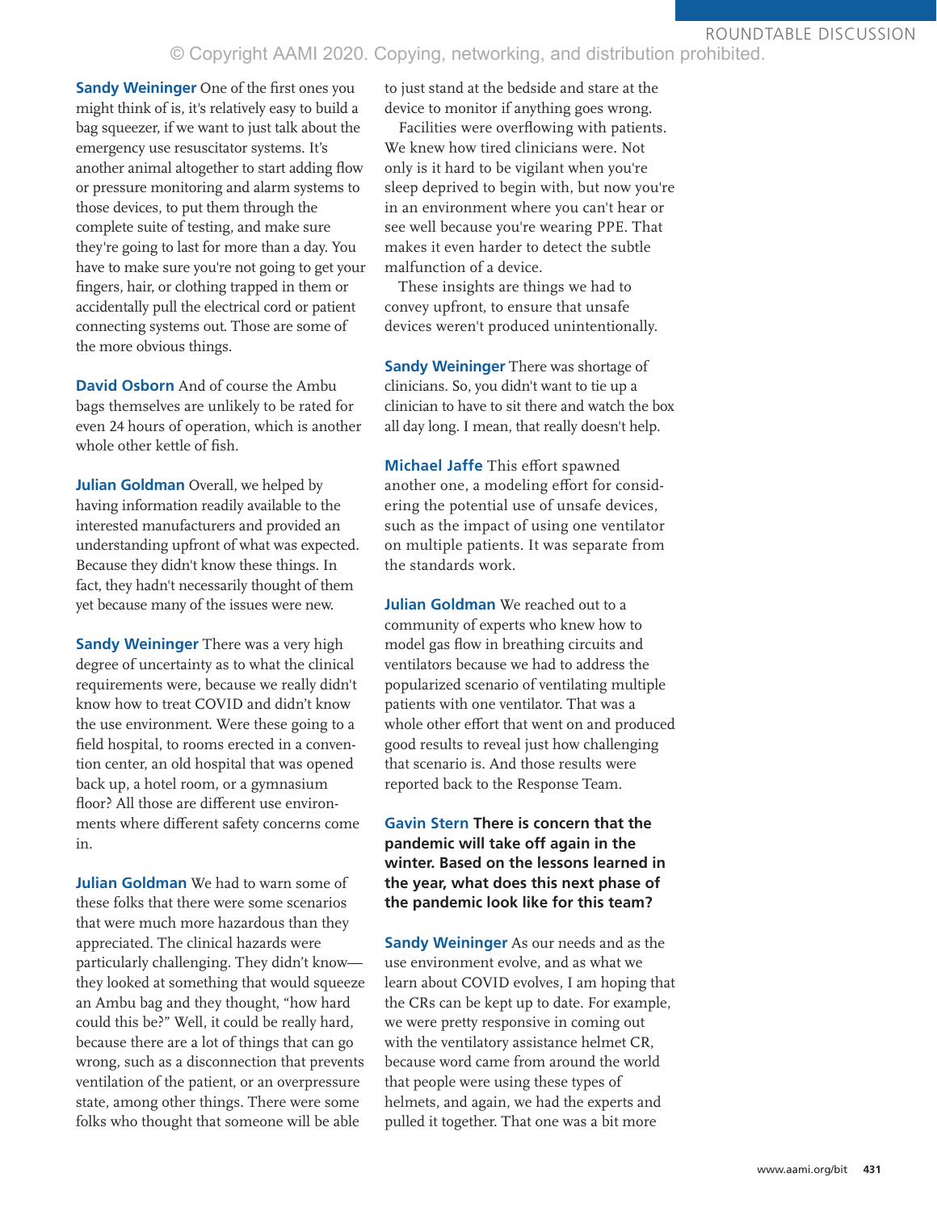**Sandy Weininger** One of the first ones you might think of is, it's relatively easy to build a bag squeezer, if we want to just talk about the emergency use resuscitator systems. It's another animal altogether to start adding flow or pressure monitoring and alarm systems to those devices, to put them through the complete suite of testing, and make sure they're going to last for more than a day. You have to make sure you're not going to get your fingers, hair, or clothing trapped in them or accidentally pull the electrical cord or patient connecting systems out. Those are some of the more obvious things.

**David Osborn** And of course the Ambu bags themselves are unlikely to be rated for even 24 hours of operation, which is another whole other kettle of fish.

**Julian Goldman** Overall, we helped by having information readily available to the interested manufacturers and provided an understanding upfront of what was expected. Because they didn't know these things. In fact, they hadn't necessarily thought of them yet because many of the issues were new.

**Sandy Weininger** There was a very high degree of uncertainty as to what the clinical requirements were, because we really didn't know how to treat COVID and didn't know the use environment. Were these going to a field hospital, to rooms erected in a convention center, an old hospital that was opened back up, a hotel room, or a gymnasium floor? All those are different use environments where different safety concerns come in.

**Julian Goldman** We had to warn some of these folks that there were some scenarios that were much more hazardous than they appreciated. The clinical hazards were particularly challenging. They didn't know—they looked at something that would squeeze an Ambu bag and they thought, "how hard could this be?" Well, it could be really hard, because there are a lot of things that can go wrong, such as a disconnection that prevents ventilation of the patient, or an overpressure state, among other things. There were some folks who thought that someone will be able to just stand at the bedside and stare at the device to monitor if anything goes wrong.

Facilities were overflowing with patients. We knew how tired clinicians were. Not only is it hard to be vigilant when you're sleep deprived to begin with, but now you're in an environment where you can't hear or see well because you're wearing PPE. That makes it even harder to detect the subtle malfunction of a device.

These insights are things we had to convey upfront, to ensure that unsafe devices weren't produced unintentionally.

**Sandy Weininger** There was shortage of clinicians. So, you didn't want to tie up a clinician to have to sit there and watch the box all day long. I mean, that really doesn't help.

**Michael Jaffe** This effort spawned another one, a modeling effort for considering the potential use of unsafe devices, such as the impact of using one ventilator on multiple patients. It was separate from the standards work.

**Julian Goldman** We reached out to a community of experts who knew how to model gas flow in breathing circuits and ventilators because we had to address the popularized scenario of ventilating multiple patients with one ventilator. That was a whole other effort that went on and produced good results to reveal just how challenging that scenario is. And those results were reported back to the Response Team.

**Gavin Stern There is concern that the pandemic will take off again in the winter. Based on the lessons learned in the year, what does this next phase of the pandemic look like for this team?**

**Sandy Weininger** As our needs and as the use environment evolve, and as what we learn about COVID evolves, I am hoping that the CRs can be kept up to date. For example, we were pretty responsive in coming out with the ventilatory assistance helmet CR, because word came from around the world that people were using these types of helmets, and again, we had the experts and pulled it together. That one was a bit more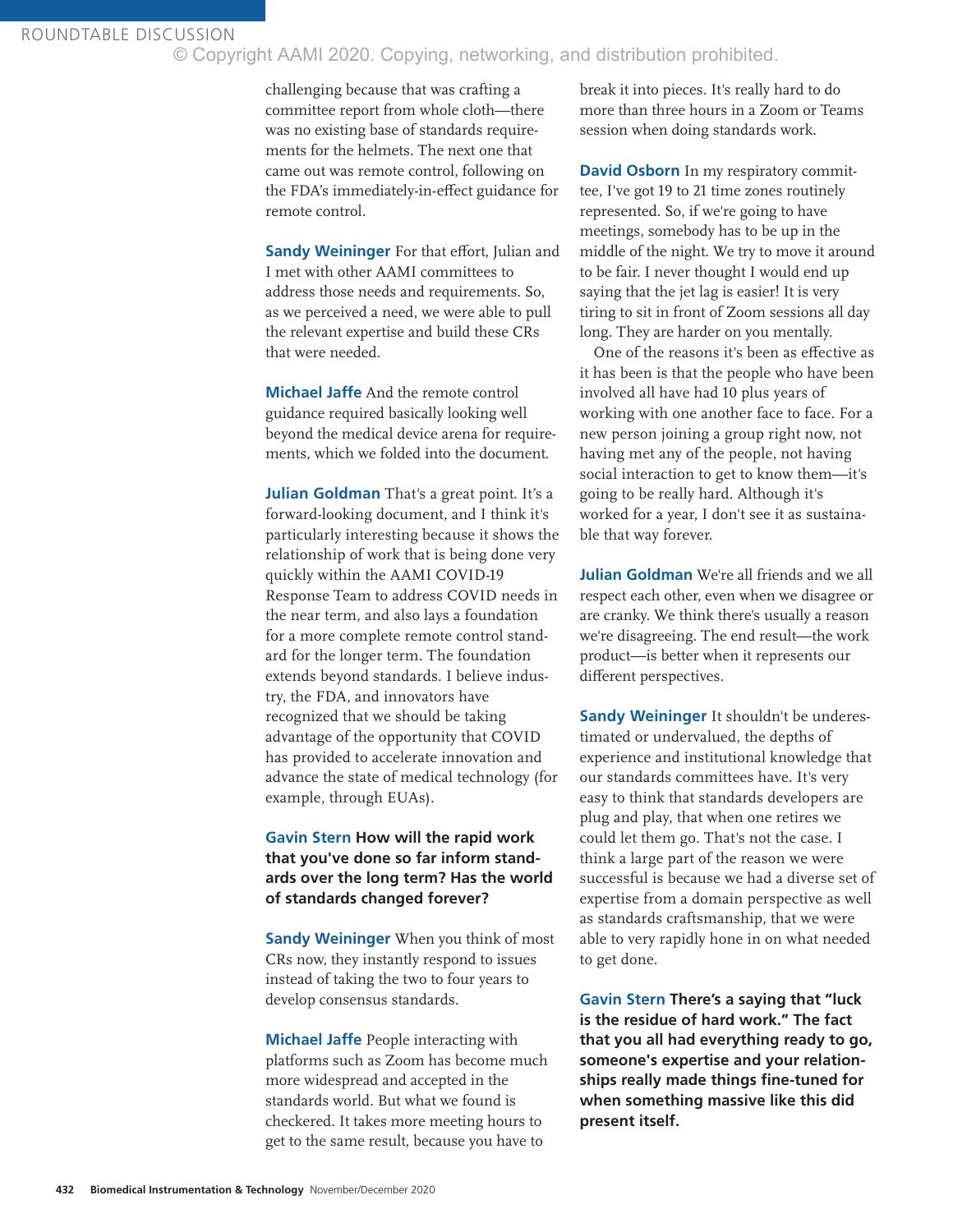challenging because that was crafting a committee report from whole cloth—there was no existing base of standards requirements for the helmets. The next one that came out was remote control, following on the FDA's immediately-in-effect guidance for remote control.

**Sandy Weininger** For that effort, Julian and I met with other AAMI committees to address those needs and requirements. So, as we perceived a need, we were able to pull the relevant expertise and build these CRs that were needed.

**Michael Jaffe** And the remote control guidance required basically looking well beyond the medical device arena for requirements, which we folded into the document.

**Julian Goldman** That's a great point. It's a forward-looking document, and I think it's particularly interesting because it shows the relationship of work that is being done very quickly within the AAMI COVID-19 Response Team to address COVID needs in the near term, and also lays a foundation for a more complete remote control standard for the longer term. The foundation extends beyond standards. I believe industry, the FDA, and innovators have recognized that we should be taking advantage of the opportunity that COVID has provided to accelerate innovation and advance the state of medical technology (for example, through EUAs).

**Gavin Stern How will the rapid work that you've done so far inform standards over the long term? Has the world of standards changed forever?**

**Sandy Weininger** When you think of most CRs now, they instantly respond to issues instead of taking the two to four years to develop consensus standards.

**Michael Jaffe** People interacting with platforms such as Zoom has become much more widespread and accepted in the standards world. But what we found is checkered. It takes more meeting hours to get to the same result, because you have to break it into pieces. It's really hard to do more than three hours in a Zoom or Teams session when doing standards work.

**David Osborn** In my respiratory committee, I've got 19 to 21 time zones routinely represented. So, if we're going to have meetings, somebody has to be up in the middle of the night. We try to move it around to be fair. I never thought I would end up saying that the jet lag is easier! It is very tiring to sit in front of Zoom sessions all day long. They are harder on you mentally.

One of the reasons it's been as effective as it has been is that the people who have been involved all have had 10 plus years of working with one another face to face. For a new person joining a group right now, not having met any of the people, not having social interaction to get to know them—it's going to be really hard. Although it's worked for a year, I don't see it as sustainable that way forever.

**Julian Goldman** We're all friends and we all respect each other, even when we disagree or are cranky. We think there's usually a reason we're disagreeing. The end result—the work product—is better when it represents our different perspectives.

**Sandy Weininger** It shouldn't be underestimated or undervalued, the depths of experience and institutional knowledge that our standards committees have. It's very easy to think that standards developers are plug and play, that when one retires we could let them go. That's not the case. I think a large part of the reason we were successful is because we had a diverse set of expertise from a domain perspective as well as standards craftsmanship, that we were able to very rapidly hone in on what needed to get done.

**Gavin Stern There's a saying that "luck is the residue of hard work." The fact that you all had everything ready to go, someone's expertise and your relationships really made things fine-tuned for when something massive like this did present itself.**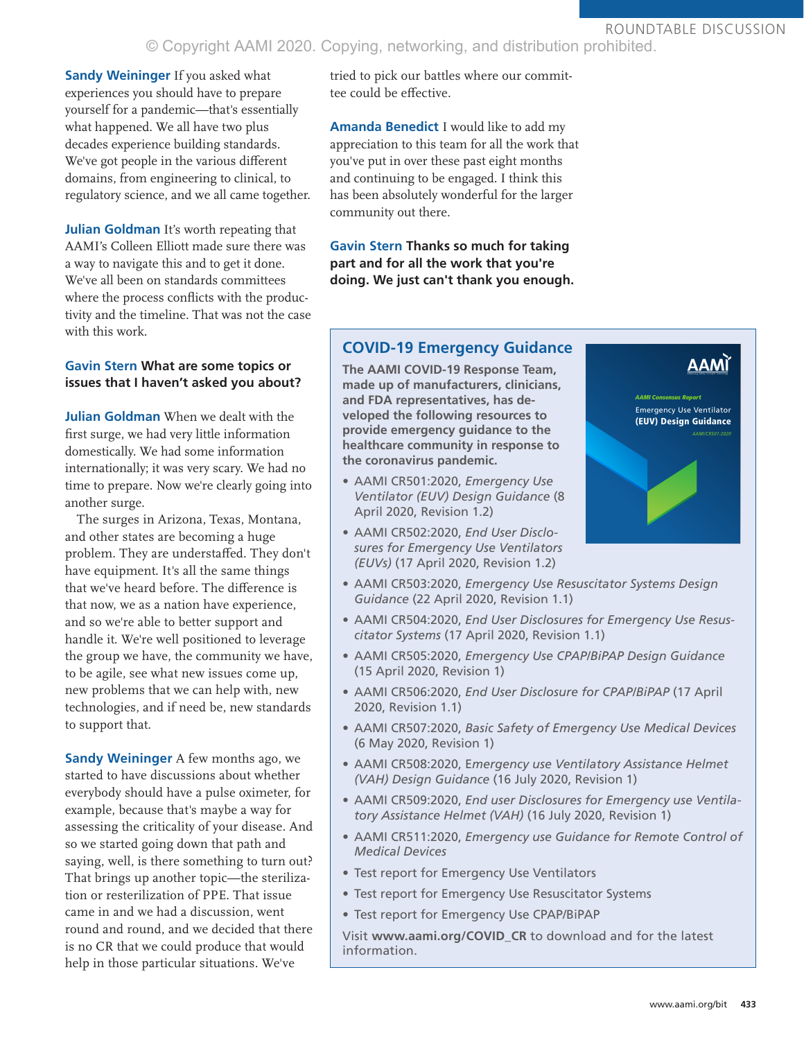© Copyright AAMI 2020. Copying, networking, and distribution prohibited.

**Sandy Weininger** If you asked what experiences you should have to prepare yourself for a pandemic—that's essentially what happened. We all have two plus decades experience building standards. We've got people in the various different domains, from engineering to clinical, to regulatory science, and we all came together.

**Julian Goldman** It's worth repeating that AAMI's Colleen Elliott made sure there was a way to navigate this and to get it done. We've all been on standards committees where the process conflicts with the productivity and the timeline. That was not the case with this work.

**Gavin Stern What are some topics or issues that I haven't asked you about?**

**Julian Goldman** When we dealt with the first surge, we had very little information domestically. We had some information internationally; it was very scary. We had no time to prepare. Now we're clearly going into another surge.

The surges in Arizona, Texas, Montana, and other states are becoming a huge problem. They are understaffed. They don't have equipment. It's all the same things that we've heard before. The difference is that now, we as a nation have experience, and so we're able to better support and handle it. We're well positioned to leverage the group we have, the community we have, to be agile, see what new issues come up, new problems that we can help with, new technologies, and if need be, new standards to support that.

**Sandy Weininger** A few months ago, we started to have discussions about whether everybody should have a pulse oximeter, for example, because that's maybe a way for assessing the criticality of your disease. And so we started going down that path and saying, well, is there something to turn out? That brings up another topic—the sterilization or resterilization of PPE. That issue came in and we had a discussion, went round and round, and we decided that there is no CR that we could produce that would help in those particular situations. We've tried to pick our battles where our committee could be effective.

**Amanda Benedict** I would like to add my appreciation to this team for all the work that you've put in over these past eight months and continuing to be engaged. I think this has been absolutely wonderful for the larger community out there.

**Gavin Stern Thanks so much for taking part and for all the work that you're doing. We just can't thank you enough.**

## COVID-19 Emergency Guidance

**The AAMI COVID-19 Response Team, made up of manufacturers, clinicians, and FDA representatives, has developed the following resources to provide emergency guidance to the healthcare community in response to the coronavirus pandemic.**

- AAMI CR501:2020, *Emergency Use Ventilator (EUV) Design Guidance* (8 April 2020, Revision 1.2)
- AAMI CR502:2020, *End User Disclosures for Emergency Use Ventilators (EUVs)* (17 April 2020, Revision 1.2)
- AAMI CR503:2020, *Emergency Use Resuscitator Systems Design Guidance* (22 April 2020, Revision 1.1)
- AAMI CR504:2020, *End User Disclosures for Emergency Use Resuscitator Systems* (17 April 2020, Revision 1.1)
- AAMI CR505:2020, *Emergency Use CPAP/BiPAP Design Guidance* (15 April 2020, Revision 1)
- AAMI CR506:2020, *End User Disclosure for CPAP/BiPAP* (17 April 2020, Revision 1.1)
- AAMI CR507:2020, *Basic Safety of Emergency Use Medical Devices* (6 May 2020, Revision 1)
- AAMI CR508:2020, *Emergency use Ventilatory Assistance Helmet (VAH) Design Guidance* (16 July 2020, Revision 1)
- AAMI CR509:2020, *End user Disclosures for Emergency use Ventilatory Assistance Helmet (VAH)* (16 July 2020, Revision 1)
- AAMI CR511:2020, *Emergency use Guidance for Remote Control of Medical Devices*
- Test report for Emergency Use Ventilators
- Test report for Emergency Use Resuscitator Systems
- Test report for Emergency Use CPAP/BiPAP

Visit **www.aami.org/COVID_CR** to download and for the latest information.